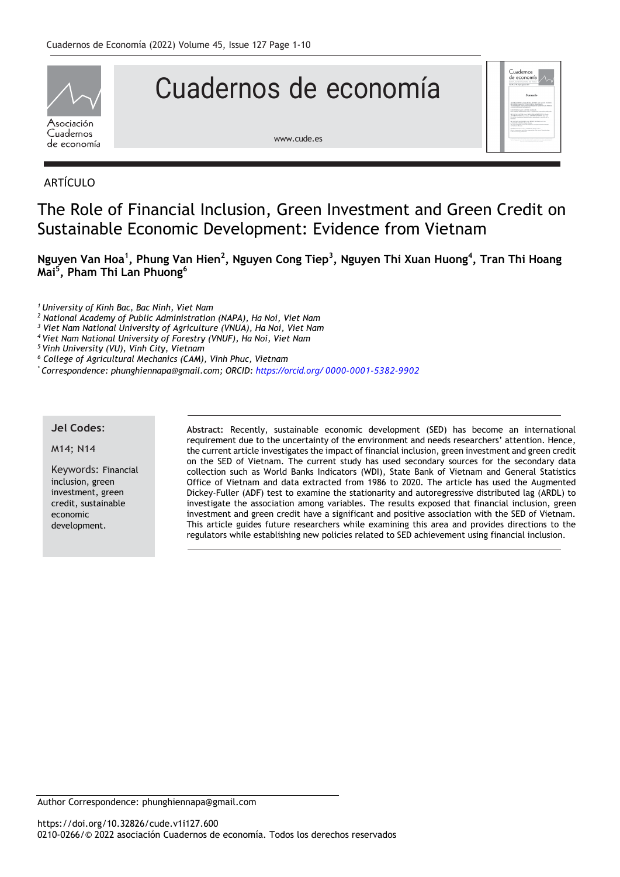ARTÍCULO

# The Role of Financial Inclusion, Green Investment and Green Credit on Sustainable Economic Development: Evidence from Vietnam

**Nguyen Van Hoa[1], Phung Van Hien[2], Nguyen Cong Tiep[3], Nguyen Thi Xuan Huong[4], Tran Thi Hoang Mai[5], Pham Thi Lan Phuong[6]**

*[1] University of Kinh Bac, Bac Ninh, Viet Nam*
*[2] National Academy of Public Administration (NAPA), Ha Noi, Viet Nam*
*[3] Viet Nam National University of Agriculture (VNUA), Ha Noi, Viet Nam*
*[4] Viet Nam National University of Forestry (VNUF), Ha Noi, Viet Nam*
*[5] Vinh University (VU), Vinh City, Vietnam*
*[6] College of Agricultural Mechanics (CAM), Vinh Phuc, Vietnam*
*[*] Correspondence: phunghiennapa@gmail.com; ORCID: https://orcid.org/ 0000-0001-5382-9902*

**Jel Codes:**

M14; N14

Keywords: Financial inclusion, green investment, green credit, sustainable economic development.

**Abstract:** Recently, sustainable economic development (SED) has become an international requirement due to the uncertainty of the environment and needs researchers' attention. Hence, the current article investigates the impact of financial inclusion, green investment and green credit on the SED of Vietnam. The current study has used secondary sources for the secondary data collection such as World Banks Indicators (WDI), State Bank of Vietnam and General Statistics Office of Vietnam and data extracted from 1986 to 2020. The article has used the Augmented Dickey-Fuller (ADF) test to examine the stationarity and autoregressive distributed lag (ARDL) to investigate the association among variables. The results exposed that financial inclusion, green investment and green credit have a significant and positive association with the SED of Vietnam. This article guides future researchers while examining this area and provides directions to the regulators while establishing new policies related to SED achievement using financial inclusion.

Author Correspondence: phunghiennapa@gmail.com

https://doi.org/10.32826/cude.v1i127.600
0210-0266/© 2022 asociación Cuadernos de economía. Todos los derechos reservados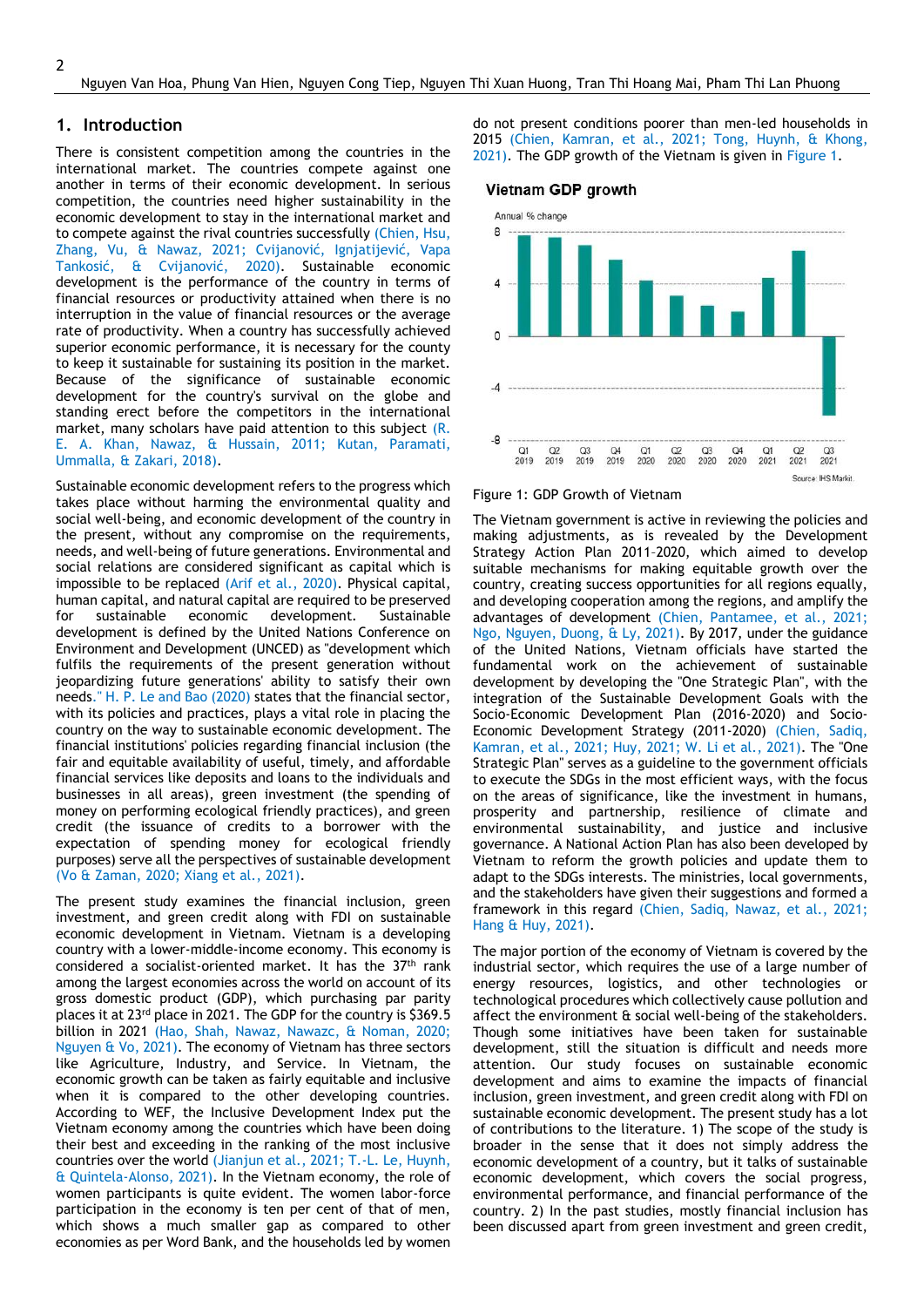## 1. Introduction

There is consistent competition among the countries in the international market. The countries compete against one another in terms of their economic development. In serious competition, the countries need higher sustainability in the economic development to stay in the international market and to compete against the rival countries successfully (Chien, Hsu, Zhang, Vu, & Nawaz, 2021; Cvjanović, Ignjatijević, Vapa Tankosić, & Cvjanović, 2020). Sustainable economic development is the performance of the country in terms of financial resources or productivity attained when there is no interruption in the value of financial resources or the average rate of productivity. When a country has successfully achieved superior economic performance, it is necessary for the county to keep it sustainable for sustaining its position in the market. Because of the significance of sustainable economic development for the country's survival on the globe and standing erect before the competitors in the international market, many scholars have paid attention to this subject (R. E. A. Khan, Nawaz, & Hussain, 2011; Kutan, Paramati, Ummalla, & Zakari, 2018).

Sustainable economic development refers to the progress which takes place without harming the environmental quality and social well-being, and economic development of the country in the present, without any compromise on the requirements, needs, and well-being of future generations. Environmental and social relations are considered significant as capital which is impossible to be replaced (Arif et al., 2020). Physical capital, human capital, and natural capital are required to be preserved for sustainable economic development. Sustainable development is defined by the United Nations Conference on Environment and Development (UNCED) as "development which fulfils the requirements of the present generation without jeopardizing future generations' ability to satisfy their own needs." H. P. Le and Bao (2020) states that the financial sector, with its policies and practices, plays a vital role in placing the country on the way to sustainable economic development. The financial institutions' policies regarding financial inclusion (the fair and equitable availability of useful, timely, and affordable financial services like deposits and loans to the individuals and businesses in all areas), green investment (the spending of money on performing ecological friendly practices), and green credit (the issuance of credits to a borrower with the expectation of spending money for ecological friendly purposes) serve all the perspectives of sustainable development (Vo & Zaman, 2020; Xiang et al., 2021).

The present study examines the financial inclusion, green investment, and green credit along with FDI on sustainable economic development in Vietnam. Vietnam is a developing country with a lower-middle-income economy. This economy is considered a socialist-oriented market. It has the 37th rank among the largest economies across the world on account of its gross domestic product (GDP), which purchasing par parity places it at 23rd place in 2021. The GDP for the country is $369.5 billion in 2021 (Hao, Shah, Nawaz, Nawacz, & Noman, 2020; Nguyen & Vo, 2021). The economy of Vietnam has three sectors like Agriculture, Industry, and Service. In Vietnam, the economic growth can be taken as fairly equitable and inclusive when it is compared to the other developing countries. According to WEF, the Inclusive Development Index put the Vietnam economy among the countries which have been doing their best and exceeding in the ranking of the most inclusive countries over the world (Jianjun et al., 2021; T.-L. Le, Huynh, & Quintela-Alonso, 2021). In the Vietnam economy, the role of women participants is quite evident. The women labor-force participation in the economy is ten per cent of that of men, which shows a much smaller gap as compared to other economies as per Word Bank, and the households led by women do not present conditions poorer than men-led households in 2015 (Chien, Kamran, et al., 2021; Tong, Huynh, & Khong, 2021). The GDP growth of the Vietnam is given in Figure 1.

**Vietnam GDP growth**

Annual % change

| Quarter | Q1 2019 | Q2 2019 | Q3 2019 | Q4 2019 | Q1 2020 | Q2 2020 | Q3 2020 | Q4 2020 | Q1 2021 | Q2 2021 | Q3 2021 |
|---|---|---|---|---|---|---|---|---|---|---|---|

Source: IHS Markit

Figure 1: GDP Growth of Vietnam

The Vietnam government is active in reviewing the policies and making adjustments, as is revealed by the Development Strategy Action Plan 2011–2020, which aimed to develop suitable mechanisms for making equitable growth over the country, creating success opportunities for all regions equally, and developing cooperation among the regions, and amplify the advantages of development (Chien, Pantamee, et al., 2021; Ngo, Nguyen, Duong, & Ly, 2021). By 2017, under the guidance of the United Nations, Vietnam officials have started the fundamental work on the achievement of sustainable development by developing the "One Strategic Plan", with the integration of the Sustainable Development Goals with the Socio-Economic Development Plan (2016-2020) and Socio-Economic Development Strategy (2011-2020) (Chien, Sadiq, Kamran, et al., 2021; Huy, 2021; W. Li et al., 2021). The "One Strategic Plan" serves as a guideline to the government officials to execute the SDGs in the most efficient ways, with the focus on the areas of significance, like the investment in humans, prosperity and partnership, resilience of climate and environmental sustainability, and justice and inclusive governance. A National Action Plan has also been developed by Vietnam to reform the growth policies and update them to adapt to the SDGs interests. The ministries, local governments, and the stakeholders have given their suggestions and formed a framework in this regard (Chien, Sadiq, Nawaz, et al., 2021; Hang & Huy, 2021).

The major portion of the economy of Vietnam is covered by the industrial sector, which requires the use of a large number of energy resources, logistics, and other technologies or technological procedures which collectively cause pollution and affect the environment & social well-being of the stakeholders. Though some initiatives have been taken for sustainable development, still the situation is difficult and needs more attention. Our study focuses on sustainable economic development and aims to examine the impacts of financial inclusion, green investment, and green credit along with FDI on sustainable economic development. The present study has a lot of contributions to the literature. 1) The scope of the study is broader in the sense that it does not simply address the economic development of a country, but it talks of sustainable economic development, which covers the social progress, environmental performance, and financial performance of the country. 2) In the past studies, mostly financial inclusion has been discussed apart from green investment and green credit,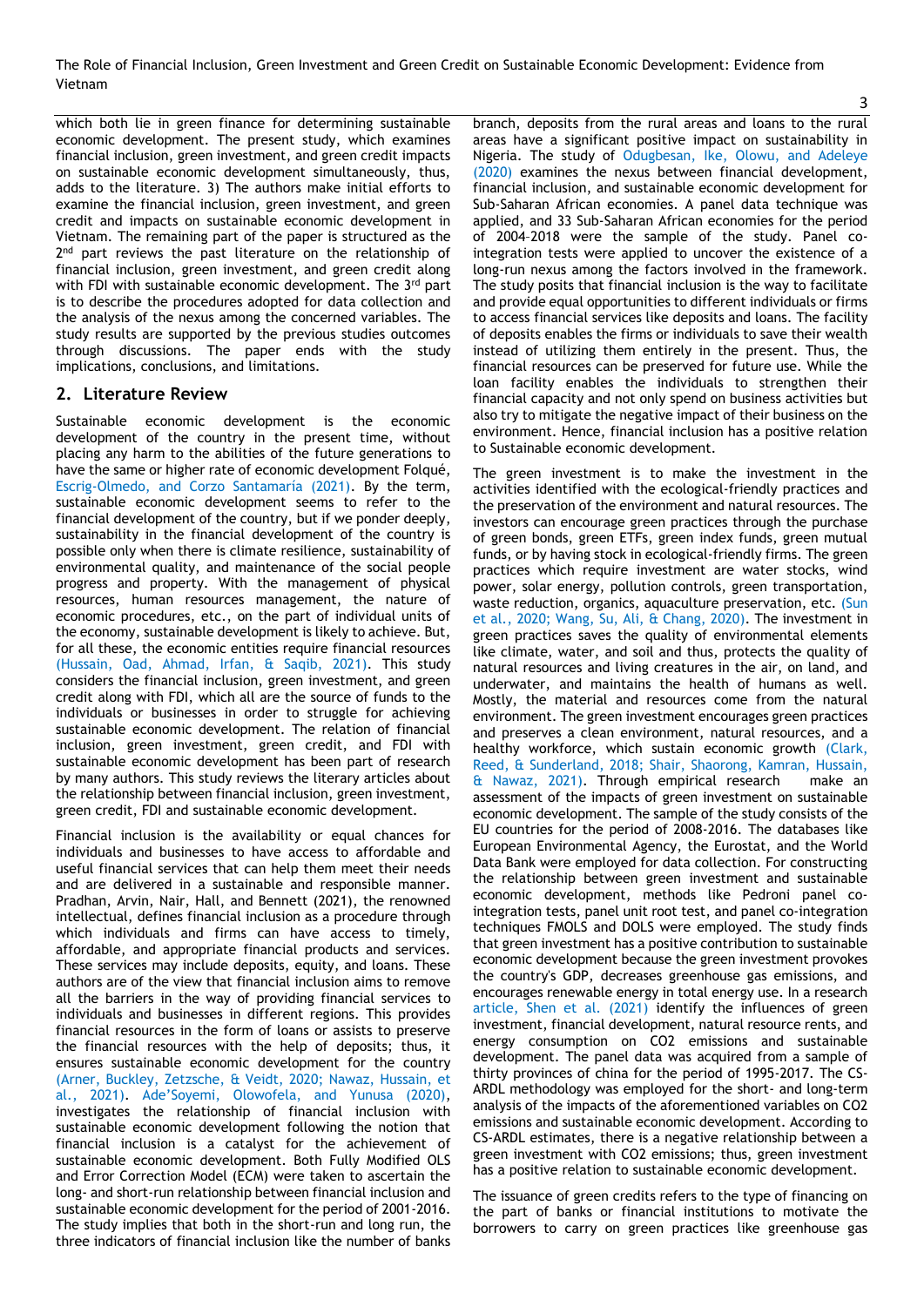which both lie in green finance for determining sustainable economic development. The present study, which examines financial inclusion, green investment, and green credit impacts on sustainable economic development simultaneously, thus, adds to the literature. 3) The authors make initial efforts to examine the financial inclusion, green investment, and green credit and impacts on sustainable economic development in Vietnam. The remaining part of the paper is structured as the 2nd part reviews the past literature on the relationship of financial inclusion, green investment, and green credit along with FDI with sustainable economic development. The 3rd part is to describe the procedures adopted for data collection and the analysis of the nexus among the concerned variables. The study results are supported by the previous studies outcomes through discussions. The paper ends with the study implications, conclusions, and limitations.

## 2. Literature Review

Sustainable economic development is the economic development of the country in the present time, without placing any harm to the abilities of the future generations to have the same or higher rate of economic development Folqué, Escrig-Olmedo, and Corzo Santamaría (2021). By the term, sustainable economic development seems to refer to the financial development of the country, but if we ponder deeply, sustainability in the financial development of the country is possible only when there is climate resilience, sustainability of environmental quality, and maintenance of the social people progress and property. With the management of physical resources, human resources management, the nature of economic procedures, etc., on the part of individual units of the economy, sustainable development is likely to achieve. But, for all these, the economic entities require financial resources (Hussain, Oad, Ahmad, Irfan, & Saqib, 2021). This study considers the financial inclusion, green investment, and green credit along with FDI, which all are the source of funds to the individuals or businesses in order to struggle for achieving sustainable economic development. The relation of financial inclusion, green investment, green credit, and FDI with sustainable economic development has been part of research by many authors. This study reviews the literary articles about the relationship between financial inclusion, green investment, green credit, FDI and sustainable economic development.

Financial inclusion is the availability or equal chances for individuals and businesses to have access to affordable and useful financial services that can help them meet their needs and are delivered in a sustainable and responsible manner. Pradhan, Arvin, Nair, Hall, and Bennett (2021), the renowned intellectual, defines financial inclusion as a procedure through which individuals and firms can have access to timely, affordable, and appropriate financial products and services. These services may include deposits, equity, and loans. These authors are of the view that financial inclusion aims to remove all the barriers in the way of providing financial services to individuals and businesses in different regions. This provides financial resources in the form of loans or assists to preserve the financial resources with the help of deposits; thus, it ensures sustainable economic development for the country (Arner, Buckley, Zetzsche, & Veidt, 2020; Nawaz, Hussain, et al., 2021). Ade'Soyemi, Olowofela, and Yunusa (2020), investigates the relationship of financial inclusion with sustainable economic development following the notion that financial inclusion is a catalyst for the achievement of sustainable economic development. Both Fully Modified OLS and Error Correction Model (ECM) were taken to ascertain the long- and short-run relationship between financial inclusion and sustainable economic development for the period of 2001-2016. The study implies that both in the short-run and long run, the three indicators of financial inclusion like the number of banks branch, deposits from the rural areas and loans to the rural areas have a significant positive impact on sustainability in Nigeria. The study of Odugbesan, Ike, Olowu, and Adeleye (2020) examines the nexus between financial development, financial inclusion, and sustainable economic development for Sub-Saharan African economies. A panel data technique was applied, and 33 Sub-Saharan African economies for the period of 2004–2018 were the sample of the study. Panel co-integration tests were applied to uncover the existence of a long-run nexus among the factors involved in the framework. The study posits that financial inclusion is the way to facilitate and provide equal opportunities to different individuals or firms to access financial services like deposits and loans. The facility of deposits enables the firms or individuals to save their wealth instead of utilizing them entirely in the present. Thus, the financial resources can be preserved for future use. While the loan facility enables the individuals to strengthen their financial capacity and not only spend on business activities but also try to mitigate the negative impact of their business on the environment. Hence, financial inclusion has a positive relation to Sustainable economic development.

The green investment is to make the investment in the activities identified with the ecological-friendly practices and the preservation of the environment and natural resources. The investors can encourage green practices through the purchase of green bonds, green ETFs, green index funds, green mutual funds, or by having stock in ecological-friendly firms. The green practices which require investment are water stocks, wind power, solar energy, pollution controls, green transportation, waste reduction, organics, aquaculture preservation, etc. (Sun et al., 2020; Wang, Su, Ali, & Chang, 2020). The investment in green practices saves the quality of environmental elements like climate, water, and soil and thus, protects the quality of natural resources and living creatures in the air, on land, and underwater, and maintains the health of humans as well. Mostly, the material and resources come from the natural environment. The green investment encourages green practices and preserves a clean environment, natural resources, and a healthy workforce, which sustain economic growth (Clark, Reed, & Sunderland, 2018; Shair, Shaorong, Kamran, Hussain, & Nawaz, 2021). Through empirical research make an assessment of the impacts of green investment on sustainable economic development. The sample of the study consists of the EU countries for the period of 2008-2016. The databases like European Environmental Agency, the Eurostat, and the World Data Bank were employed for data collection. For constructing the relationship between green investment and sustainable economic development, methods like Pedroni panel co-integration tests, panel unit root test, and panel co-integration techniques FMOLS and DOLS were employed. The study finds that green investment has a positive contribution to sustainable economic development because the green investment provokes the country's GDP, decreases greenhouse gas emissions, and encourages renewable energy in total energy use. In a research article, Shen et al. (2021) identify the influences of green investment, financial development, natural resource rents, and energy consumption on $CO_2$ emissions and sustainable development. The panel data was acquired from a sample of thirty provinces of china for the period of 1995-2017. The CS-ARDL methodology was employed for the short- and long-term analysis of the impacts of the aforementioned variables on $CO_2$ emissions and sustainable economic development. According to CS-ARDL estimates, there is a negative relationship between a green investment with $CO_2$ emissions; thus, green investment has a positive relation to sustainable economic development.

The issuance of green credits refers to the type of financing on the part of banks or financial institutions to motivate the borrowers to carry on green practices like greenhouse gas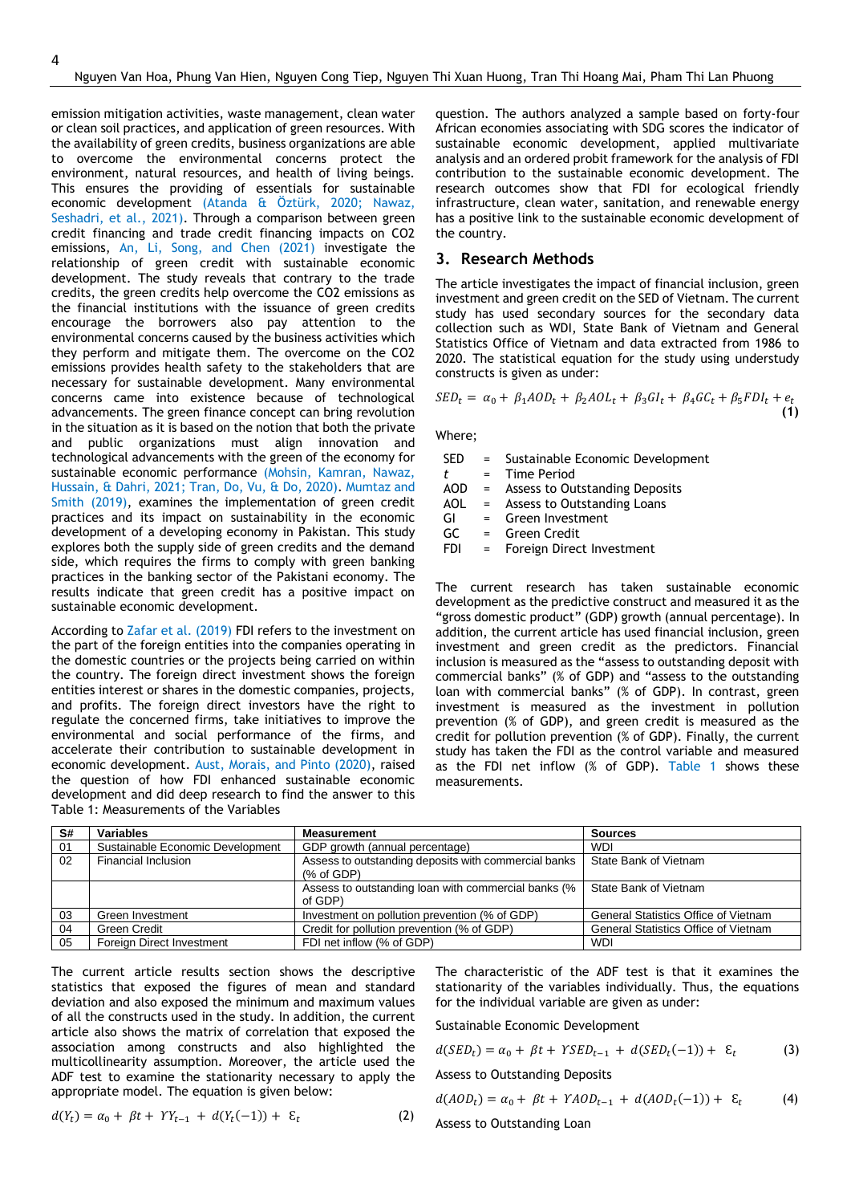emission mitigation activities, waste management, clean water or clean soil practices, and application of green resources. With the availability of green credits, business organizations are able to overcome the environmental concerns protect the environment, natural resources, and health of living beings. This ensures the providing of essentials for sustainable economic development (Atanda & Öztürk, 2020; Nawaz, Seshadri, et al., 2021). Through a comparison between green credit financing and trade credit financing impacts on CO2 emissions, An, Li, Song, and Chen (2021) investigate the relationship of green credit with sustainable economic development. The study reveals that contrary to the trade credits, the green credits help overcome the CO2 emissions as the financial institutions with the issuance of green credits encourage the borrowers also pay attention to the environmental concerns caused by the business activities which they perform and mitigate them. The overcome on the CO2 emissions provides health safety to the stakeholders that are necessary for sustainable development. Many environmental concerns came into existence because of technological advancements. The green finance concept can bring revolution in the situation as it is based on the notion that both the private and public organizations must align innovation and technological advancements with the green of the economy for sustainable economic performance (Mohsin, Kamran, Nawaz, Hussain, & Dahri, 2021; Tran, Do, Vu, & Do, 2020). Mumtaz and Smith (2019), examines the implementation of green credit practices and its impact on sustainability in the economic development of a developing economy in Pakistan. This study explores both the supply side of green credits and the demand side, which requires the firms to comply with green banking practices in the banking sector of the Pakistani economy. The results indicate that green credit has a positive impact on sustainable economic development.

According to Zafar et al. (2019) FDI refers to the investment on the part of the foreign entities into the companies operating in the domestic countries or the projects being carried on within the country. The foreign direct investment shows the foreign entities interest or shares in the domestic companies, projects, and profits. The foreign direct investors have the right to regulate the concerned firms, take initiatives to improve the environmental and social performance of the firms, and accelerate their contribution to sustainable development in economic development. Aust, Morais, and Pinto (2020), raised the question of how FDI enhanced sustainable economic development and did deep research to find the answer to this question. The authors analyzed a sample based on forty-four African economies associating with SDG scores the indicator of sustainable economic development, applied multivariate analysis and an ordered probit framework for the analysis of FDI contribution to the sustainable economic development. The research outcomes show that FDI for ecological friendly infrastructure, clean water, sanitation, and renewable energy has a positive link to the sustainable economic development of the country.

## 3. Research Methods

The article investigates the impact of financial inclusion, green investment and green credit on the SED of Vietnam. The current study has used secondary sources for the secondary data collection such as WDI, State Bank of Vietnam and General Statistics Office of Vietnam and data extracted from 1986 to 2020. The statistical equation for the study using understudy constructs is given as under:

$$SED_t = \alpha_0 + \beta_1 AOD_t + \beta_2 AOL_t + \beta_3 GI_t + \beta_4 GC_t + \beta_5 FDI_t + e_t \quad (1)$$

Where;

| | | |
|---|---|---|
| SED | = | Sustainable Economic Development |
| $t$ | = | Time Period |
| AOD | = | Assess to Outstanding Deposits |
| AOL | = | Assess to Outstanding Loans |
| GI | = | Green Investment |
| GC | = | Green Credit |
| FDI | = | Foreign Direct Investment |

The current research has taken sustainable economic development as the predictive construct and measured it as the "gross domestic product" (GDP) growth (annual percentage). In addition, the current article has used financial inclusion, green investment and green credit as the predictors. Financial inclusion is measured as the "assess to outstanding deposit with commercial banks" (% of GDP) and "assess to the outstanding loan with commercial banks" (% of GDP). In contrast, green investment is measured as the investment in pollution prevention (% of GDP), and green credit is measured as the credit for pollution prevention (% of GDP). Finally, the current study has taken the FDI as the control variable and measured as the FDI net inflow (% of GDP). Table 1 shows these measurements.

Table 1: Measurements of the Variables

| S# | Variables | Measurement | Sources |
|---|---|---|---|
| 01 | Sustainable Economic Development | GDP growth (annual percentage) | WDI |
| 02 | Financial Inclusion | Assess to outstanding deposits with commercial banks (% of GDP) | State Bank of Vietnam |
| | | Assess to outstanding loan with commercial banks (% of GDP) | State Bank of Vietnam |
| 03 | Green Investment | Investment on pollution prevention (% of GDP) | General Statistics Office of Vietnam |
| 04 | Green Credit | Credit for pollution prevention (% of GDP) | General Statistics Office of Vietnam |
| 05 | Foreign Direct Investment | FDI net inflow (% of GDP) | WDI |

The current article results section shows the descriptive statistics that exposed the figures of mean and standard deviation and also exposed the minimum and maximum values of all the constructs used in the study. In addition, the current article also shows the matrix of correlation that exposed the association among constructs and also highlighted the multicollinearity assumption. Moreover, the article used the ADF test to examine the stationarity necessary to apply the appropriate model. The equation is given below:

$$d(Y_t) = \alpha_0 + \beta t + \Upsilon Y_{t-1} + d(Y_t(-1)) + \varepsilon_t \quad (2)$$

The characteristic of the ADF test is that it examines the stationarity of the variables individually. Thus, the equations for the individual variable are given as under:

Sustainable Economic Development

$$d(SED_t) = \alpha_0 + \beta t + \Upsilon SED_{t-1} + d(SED_t(-1)) + \varepsilon_t \quad (3)$$

Assess to Outstanding Deposits

$$d(AOD_t) = \alpha_0 + \beta t + \Upsilon AOD_{t-1} + d(AOD_t(-1)) + \varepsilon_t \quad (4)$$

Assess to Outstanding Loan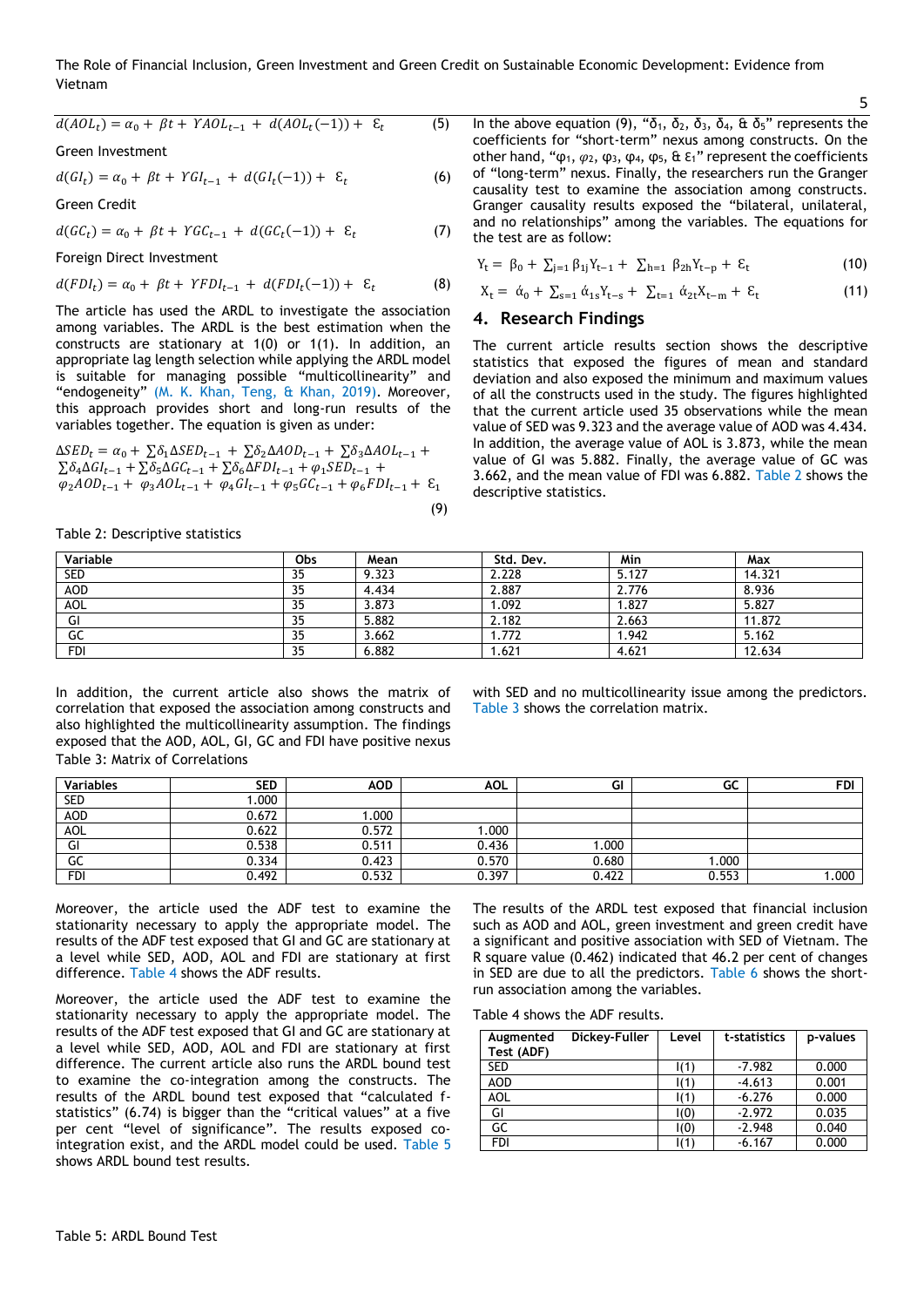$$d(AOL_t) = \alpha_0 + \beta t + YAOL_{t-1} + d(AOL_t(-1)) + \varepsilon_t \quad (5)$$

Green Investment

$$d(GI_t) = \alpha_0 + \beta t + YGI_{t-1} + d(GI_t(-1)) + \varepsilon_t \quad (6)$$

Green Credit

$$d(GC_t) = \alpha_0 + \beta t + YGC_{t-1} + d(GC_t(-1)) + \varepsilon_t \quad (7)$$

Foreign Direct Investment

$$d(FDI_t) = \alpha_0 + \beta t + YFDI_{t-1} + d(FDI_t(-1)) + \varepsilon_t \quad (8)$$

The article has used the ARDL to investigate the association among variables. The ARDL is the best estimation when the constructs are stationary at 1(0) or 1(1). In addition, an appropriate lag length selection while applying the ARDL model is suitable for managing possible "multicollinearity" and "endogeneity" (M. K. Khan, Teng, & Khan, 2019). Moreover, this approach provides short and long-run results of the variables together. The equation is given as under:

$$\Delta SED_t = \alpha_0 + \sum \delta_1 \Delta SED_{t-1} + \sum \delta_2 \Delta AOD_{t-1} + \sum \delta_3 \Delta AOL_{t-1} + \sum \delta_4 \Delta GI_{t-1} + \sum \delta_5 \Delta GC_{t-1} + \sum \delta_6 \Delta FDI_{t-1} + \varphi_1 SED_{t-1} + \varphi_2 AOD_{t-1} + \varphi_3 AOL_{t-1} + \varphi_4 GI_{t-1} + \varphi_5 GC_{t-1} + \varphi_6 FDI_{t-1} + \varepsilon_1 \quad (9)$$

In the above equation (9), "$\delta_1$, $\delta_2$, $\delta_3$, $\delta_4$, & $\delta_5$" represents the coefficients for "short-term" nexus among constructs. On the other hand, "$\varphi_1$, $\varphi_2$, $\varphi_3$, $\varphi_4$, $\varphi_5$, & $\varepsilon_1$" represent the coefficients of "long-term" nexus. Finally, the researchers run the Granger causality test to examine the association among constructs. Granger causality results exposed the "bilateral, unilateral, and no relationships" among the variables. The equations for the test are as follow:

$$Y_t = \beta_0 + \sum_{j=1} \beta_{1j} Y_{t-1} + \sum_{h=1} \beta_{2h} Y_{t-p} + \varepsilon_t \quad (10)$$

$$X_t = \acute{\alpha}_0 + \sum_{s=1} \acute{\alpha}_{1s} Y_{t-s} + \sum_{t=1} \acute{\alpha}_{2t} X_{t-m} + \varepsilon_t \quad (11)$$

## 4. Research Findings

The current article results section shows the descriptive statistics that exposed the figures of mean and standard deviation and also exposed the minimum and maximum values of all the constructs used in the study. The figures highlighted that the current article used 35 observations while the mean value of SED was 9.323 and the average value of AOD was 4.434. In addition, the average value of AOL is 3.873, while the mean value of GI was 5.882. Finally, the average value of GC was 3.662, and the mean value of FDI was 6.882. Table 2 shows the descriptive statistics.

Table 2: Descriptive statistics

| Variable | Obs | Mean | Std. Dev. | Min | Max |
|---|---|---|---|---|---|
| SED | 35 | 9.323 | 2.228 | 5.127 | 14.321 |
| AOD | 35 | 4.434 | 2.887 | 2.776 | 8.936 |
| AOL | 35 | 3.873 | 1.092 | 1.827 | 5.827 |
| GI | 35 | 5.882 | 2.182 | 2.663 | 11.872 |
| GC | 35 | 3.662 | 1.772 | 1.942 | 5.162 |
| FDI | 35 | 6.882 | 1.621 | 4.621 | 12.634 |

In addition, the current article also shows the matrix of correlation that exposed the association among constructs and also highlighted the multicollinearity assumption. The findings exposed that the AOD, AOL, GI, GC and FDI have positive nexus with SED and no multicollinearity issue among the predictors. Table 3 shows the correlation matrix.

Table 3: Matrix of Correlations

| Variables | SED | AOD | AOL | GI | GC | FDI |
|---|---|---|---|---|---|---|
| SED | 1.000 | | | | | |
| AOD | 0.672 | 1.000 | | | | |
| AOL | 0.622 | 0.572 | 1.000 | | | |
| GI | 0.538 | 0.511 | 0.436 | 1.000 | | |
| GC | 0.334 | 0.423 | 0.570 | 0.680 | 1.000 | |
| FDI | 0.492 | 0.532 | 0.397 | 0.422 | 0.553 | 1.000 |

Moreover, the article used the ADF test to examine the stationarity necessary to apply the appropriate model. The results of the ADF test exposed that GI and GC are stationary at a level while SED, AOD, AOL and FDI are stationary at first difference. Table 4 shows the ADF results.

Moreover, the article used the ADF test to examine the stationarity necessary to apply the appropriate model. The results of the ADF test exposed that GI and GC are stationary at a level while SED, AOD, AOL and FDI are stationary at first difference. The current article also runs the ARDL bound test to examine the co-integration among the constructs. The results of the ARDL bound test exposed that "calculated f-statistics" (6.74) is bigger than the "critical values" at a five per cent "level of significance". The results exposed co-integration exist, and the ARDL model could be used. Table 5 shows ARDL bound test results.

The results of the ARDL test exposed that financial inclusion such as AOD and AOL, green investment and green credit have a significant and positive association with SED of Vietnam. The R square value (0.462) indicated that 46.2 per cent of changes in SED are due to all the predictors. Table 6 shows the short-run association among the variables.

Table 4 shows the ADF results.

| Augmented Dickey-Fuller Test (ADF) | Level | t-statistics | p-values |
|---|---|---|---|
| SED | I(1) | -7.982 | 0.000 |
| AOD | I(1) | -4.613 | 0.001 |
| AOL | I(1) | -6.276 | 0.000 |
| GI | I(0) | -2.972 | 0.035 |
| GC | I(0) | -2.948 | 0.040 |
| FDI | I(1) | -6.167 | 0.000 |

Table 5: ARDL Bound Test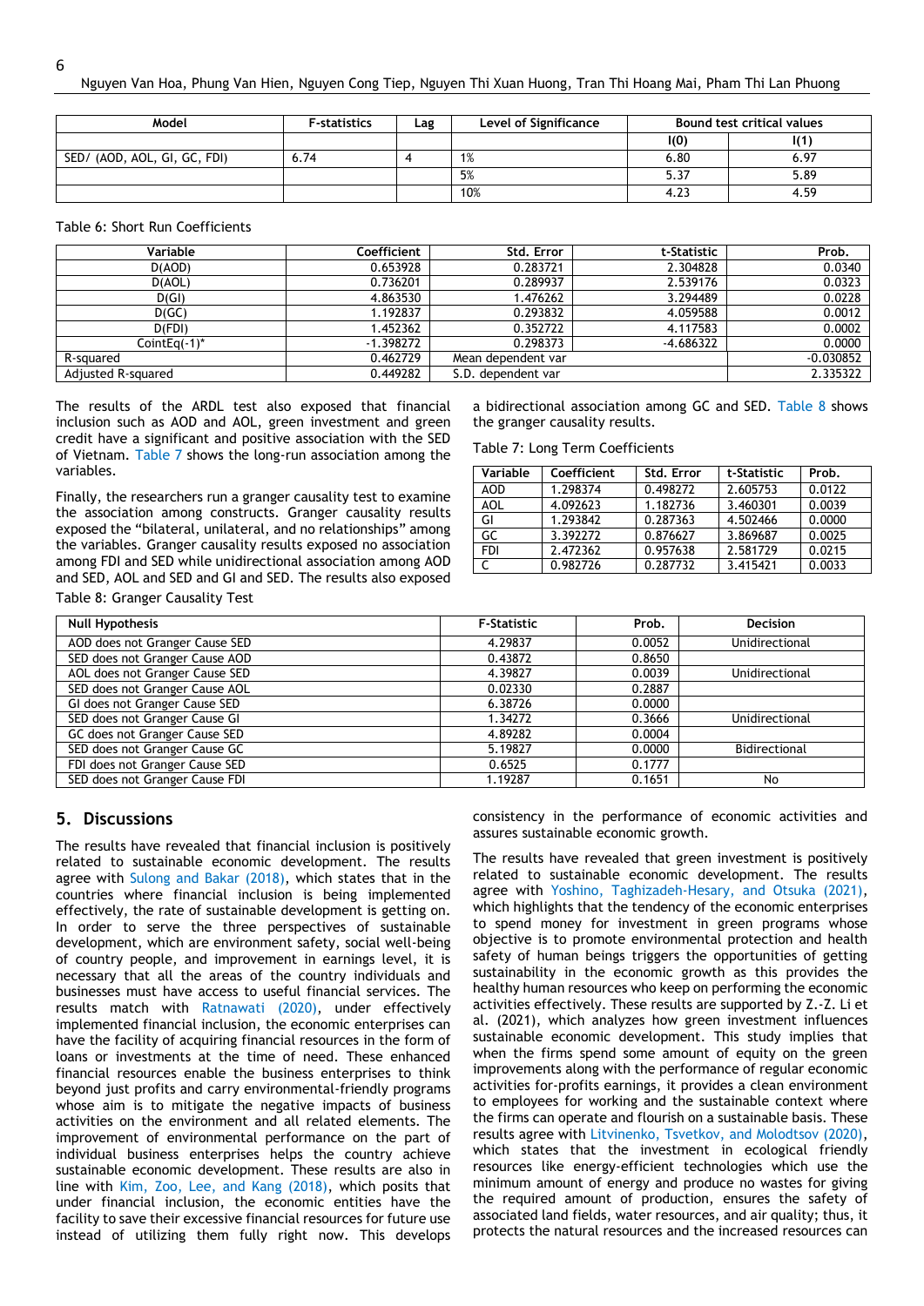| Model | F-statistics | Lag | Level of Significance | Bound test critical values | |
|---|---|---|---|---|---|
| | | | | I(0) | I(1) |
| SED/ (AOD, AOL, GI, GC, FDI) | 6.74 | 4 | 1% | 6.80 | 6.97 |
| | | | 5% | 5.37 | 5.89 |
| | | | 10% | 4.23 | 4.59 |

Table 6: Short Run Coefficients

| Variable | Coefficient | Std. Error | t-Statistic | Prob. |
|---|---|---|---|---|
| D(AOD) | 0.653928 | 0.283721 | 2.304828 | 0.0340 |
| D(AOL) | 0.736201 | 0.289937 | 2.539176 | 0.0323 |
| D(GI) | 4.863530 | 1.476262 | 3.294489 | 0.0228 |
| D(GC) | 1.192837 | 0.293832 | 4.059588 | 0.0012 |
| D(FDI) | 1.452362 | 0.352722 | 4.117583 | 0.0002 |
| CointEq(-1)* | -1.398272 | 0.298373 | -4.686322 | 0.0000 |
| R-squared | 0.462729 | Mean dependent var | | -0.030852 |
| Adjusted R-squared | 0.449282 | S.D. dependent var | | 2.335322 |

The results of the ARDL test also exposed that financial inclusion such as AOD and AOL, green investment and green credit have a significant and positive association with the SED of Vietnam. Table 7 shows the long-run association among the variables.

Finally, the researchers run a granger causality test to examine the association among constructs. Granger causality results exposed the "bilateral, unilateral, and no relationships" among the variables. Granger causality results exposed no association among FDI and SED while unidirectional association among AOD and SED, AOL and SED and GI and SED. The results also exposed a bidirectional association among GC and SED. Table 8 shows the granger causality results.

Table 7: Long Term Coefficients

| Variable | Coefficient | Std. Error | t-Statistic | Prob. |
|---|---|---|---|---|
| AOD | 1.298374 | 0.498272 | 2.605753 | 0.0122 |
| AOL | 4.092623 | 1.182736 | 3.460301 | 0.0039 |
| GI | 1.293842 | 0.287363 | 4.502466 | 0.0000 |
| GC | 3.392272 | 0.876627 | 3.869687 | 0.0025 |
| FDI | 2.472362 | 0.957638 | 2.581729 | 0.0215 |
| C | 0.982726 | 0.287732 | 3.415421 | 0.0033 |

Table 8: Granger Causality Test

| Null Hypothesis | F-Statistic | Prob. | Decision |
|---|---|---|---|
| AOD does not Granger Cause SED | 4.29837 | 0.0052 | Unidirectional |
| SED does not Granger Cause AOD | 0.43872 | 0.8650 | |
| AOL does not Granger Cause SED | 4.39827 | 0.0039 | Unidirectional |
| SED does not Granger Cause AOL | 0.02330 | 0.2887 | |
| GI does not Granger Cause SED | 6.38726 | 0.0000 | |
| SED does not Granger Cause GI | 1.34272 | 0.3666 | Unidirectional |
| GC does not Granger Cause SED | 4.89282 | 0.0004 | |
| SED does not Granger Cause GC | 5.19827 | 0.0000 | Bidirectional |
| FDI does not Granger Cause SED | 0.6525 | 0.1777 | |
| SED does not Granger Cause FDI | 1.19287 | 0.1651 | No |

## 5. Discussions

The results have revealed that financial inclusion is positively related to sustainable economic development. The results agree with Sulong and Bakar (2018), which states that in the countries where financial inclusion is being implemented effectively, the rate of sustainable development is getting on. In order to serve the three perspectives of sustainable development, which are environment safety, social well-being of country people, and improvement in earnings level, it is necessary that all the areas of the country individuals and businesses must have access to useful financial services. The results match with Ratnawati (2020), under effectively implemented financial inclusion, the economic enterprises can have the facility of acquiring financial resources in the form of loans or investments at the time of need. These enhanced financial resources enable the business enterprises to think beyond just profits and carry environmental-friendly programs whose aim is to mitigate the negative impacts of business activities on the environment and all related elements. The improvement of environmental performance on the part of individual business enterprises helps the country achieve sustainable economic development. These results are also in line with Kim, Zoo, Lee, and Kang (2018), which posits that under financial inclusion, the economic entities have the facility to save their excessive financial resources for future use instead of utilizing them fully right now. This develops consistency in the performance of economic activities and assures sustainable economic growth.

The results have revealed that green investment is positively related to sustainable economic development. The results agree with Yoshino, Taghizadeh-Hesary, and Otsuka (2021), which highlights that the tendency of the economic enterprises to spend money for investment in green programs whose objective is to promote environmental protection and health safety of human beings triggers the opportunities of getting sustainability in the economic growth as this provides the healthy human resources who keep on performing the economic activities effectively. These results are supported by Z.-Z. Li et al. (2021), which analyzes how green investment influences sustainable economic development. This study implies that when the firms spend some amount of equity on the green improvements along with the performance of regular economic activities for-profits earnings, it provides a clean environment to employees for working and the sustainable context where the firms can operate and flourish on a sustainable basis. These results agree with Litvinenko, Tsvetkov, and Molodtsov (2020), which states that the investment in ecological friendly resources like energy-efficient technologies which use the minimum amount of energy and produce no wastes for giving the required amount of production, ensures the safety of associated land fields, water resources, and air quality; thus, it protects the natural resources and the increased resources can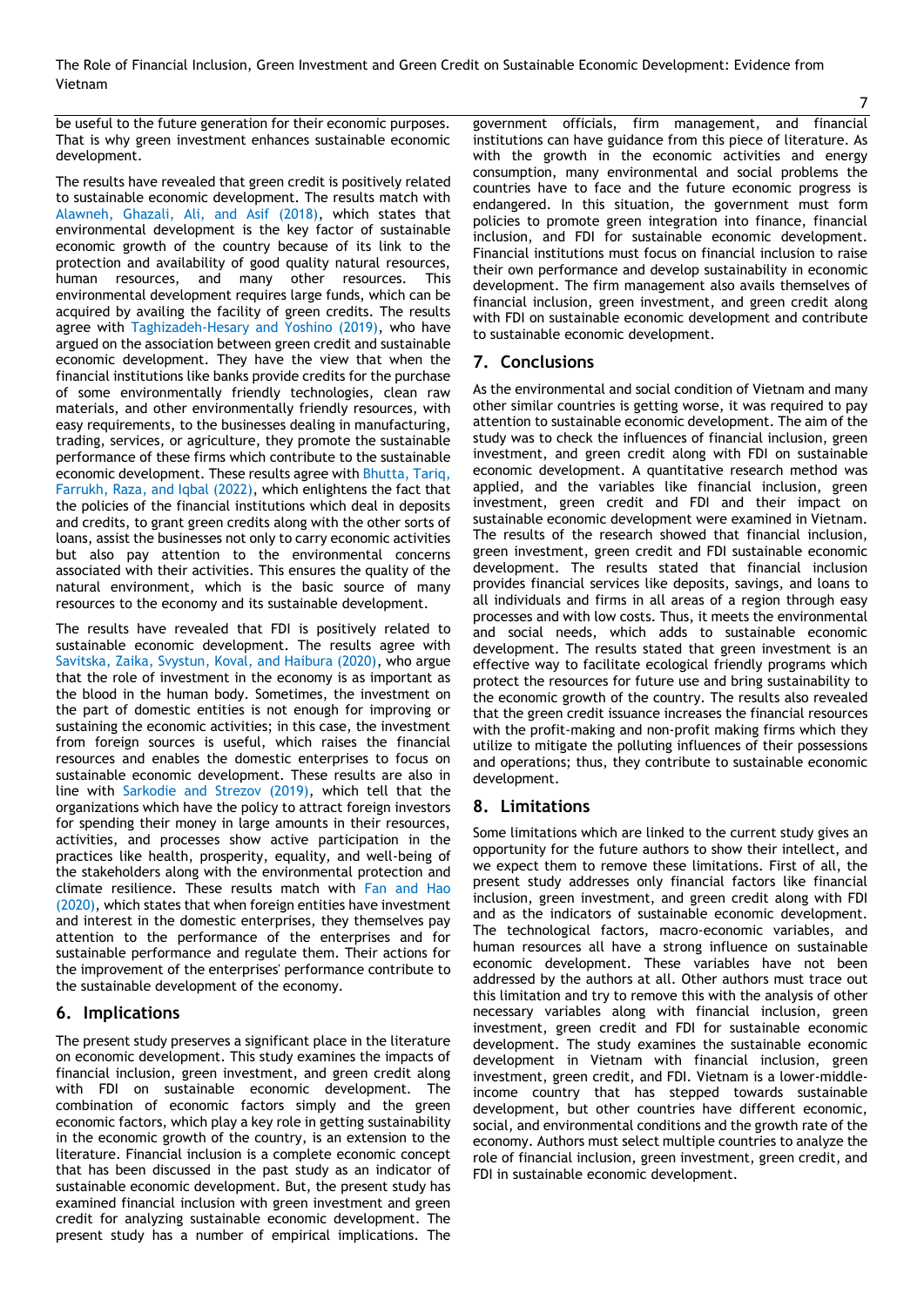be useful to the future generation for their economic purposes. That is why green investment enhances sustainable economic development.

The results have revealed that green credit is positively related to sustainable economic development. The results match with Alawneh, Ghazali, Ali, and Asif (2018), which states that environmental development is the key factor of sustainable economic growth of the country because of its link to the protection and availability of good quality natural resources, human resources, and many other resources. This environmental development requires large funds, which can be acquired by availing the facility of green credits. The results agree with Taghizadeh-Hesary and Yoshino (2019), who have argued on the association between green credit and sustainable economic development. They have the view that when the financial institutions like banks provide credits for the purchase of some environmentally friendly technologies, clean raw materials, and other environmentally friendly resources, with easy requirements, to the businesses dealing in manufacturing, trading, services, or agriculture, they promote the sustainable performance of these firms which contribute to the sustainable economic development. These results agree with Bhutta, Tariq, Farrukh, Raza, and Iqbal (2022), which enlightens the fact that the policies of the financial institutions which deal in deposits and credits, to grant green credits along with the other sorts of loans, assist the businesses not only to carry economic activities but also pay attention to the environmental concerns associated with their activities. This ensures the quality of the natural environment, which is the basic source of many resources to the economy and its sustainable development.

The results have revealed that FDI is positively related to sustainable economic development. The results agree with Savitska, Zaika, Svystun, Koval, and Haibura (2020), who argue that the role of investment in the economy is as important as the blood in the human body. Sometimes, the investment on the part of domestic entities is not enough for improving or sustaining the economic activities; in this case, the investment from foreign sources is useful, which raises the financial resources and enables the domestic enterprises to focus on sustainable economic development. These results are also in line with Sarkodie and Strezov (2019), which tell that the organizations which have the policy to attract foreign investors for spending their money in large amounts in their resources, activities, and processes show active participation in the practices like health, prosperity, equality, and well-being of the stakeholders along with the environmental protection and climate resilience. These results match with Fan and Hao (2020), which states that when foreign entities have investment and interest in the domestic enterprises, they themselves pay attention to the performance of the enterprises and for sustainable performance and regulate them. Their actions for the improvement of the enterprises' performance contribute to the sustainable development of the economy.

## 6. Implications

The present study preserves a significant place in the literature on economic development. This study examines the impacts of financial inclusion, green investment, and green credit along with FDI on sustainable economic development. The combination of economic factors simply and the green economic factors, which play a key role in getting sustainability in the economic growth of the country, is an extension to the literature. Financial inclusion is a complete economic concept that has been discussed in the past study as an indicator of sustainable economic development. But, the present study has examined financial inclusion with green investment and green credit for analyzing sustainable economic development. The present study has a number of empirical implications. The government officials, firm management, and financial institutions can have guidance from this piece of literature. As with the growth in the economic activities and energy consumption, many environmental and social problems the countries have to face and the future economic progress is endangered. In this situation, the government must form policies to promote green integration into finance, financial inclusion, and FDI for sustainable economic development. Financial institutions must focus on financial inclusion to raise their own performance and develop sustainability in economic development. The firm management also avails themselves of financial inclusion, green investment, and green credit along with FDI on sustainable economic development and contribute to sustainable economic development.

## 7. Conclusions

As the environmental and social condition of Vietnam and many other similar countries is getting worse, it was required to pay attention to sustainable economic development. The aim of the study was to check the influences of financial inclusion, green investment, and green credit along with FDI on sustainable economic development. A quantitative research method was applied, and the variables like financial inclusion, green investment, green credit and FDI and their impact on sustainable economic development were examined in Vietnam. The results of the research showed that financial inclusion, green investment, green credit and FDI sustainable economic development. The results stated that financial inclusion provides financial services like deposits, savings, and loans to all individuals and firms in all areas of a region through easy processes and with low costs. Thus, it meets the environmental and social needs, which adds to sustainable economic development. The results stated that green investment is an effective way to facilitate ecological friendly programs which protect the resources for future use and bring sustainability to the economic growth of the country. The results also revealed that the green credit issuance increases the financial resources with the profit-making and non-profit making firms which they utilize to mitigate the polluting influences of their possessions and operations; thus, they contribute to sustainable economic development.

## 8. Limitations

Some limitations which are linked to the current study gives an opportunity for the future authors to show their intellect, and we expect them to remove these limitations. First of all, the present study addresses only financial factors like financial inclusion, green investment, and green credit along with FDI and as the indicators of sustainable economic development. The technological factors, macro-economic variables, and human resources all have a strong influence on sustainable economic development. These variables have not been addressed by the authors at all. Other authors must trace out this limitation and try to remove this with the analysis of other necessary variables along with financial inclusion, green investment, green credit and FDI for sustainable economic development. The study examines the sustainable economic development in Vietnam with financial inclusion, green investment, green credit, and FDI. Vietnam is a lower-middle-income country that has stepped towards sustainable development, but other countries have different economic, social, and environmental conditions and the growth rate of the economy. Authors must select multiple countries to analyze the role of financial inclusion, green investment, green credit, and FDI in sustainable economic development.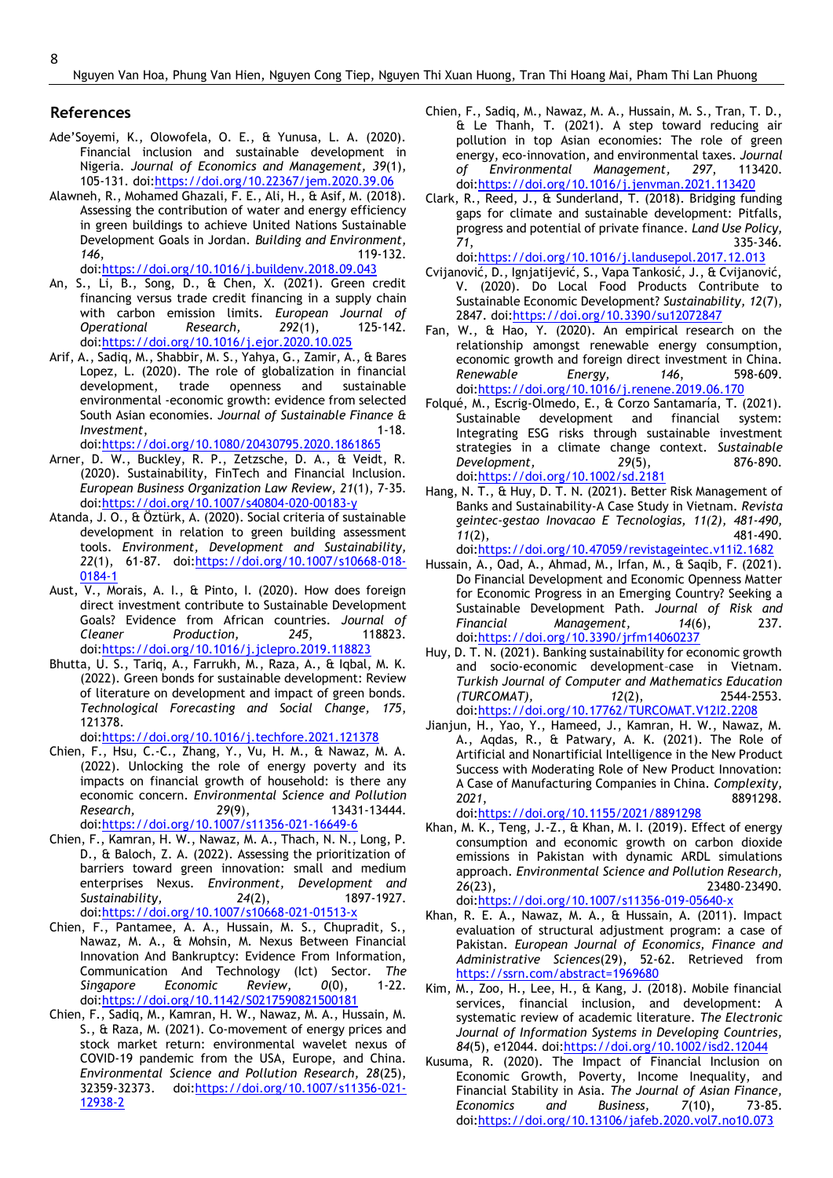## References

Ade'Soyemi, K., Olowofela, O. E., & Yunusa, L. A. (2020). Financial inclusion and sustainable development in Nigeria. *Journal of Economics and Management*, *39*(1), 105-131. doi:https://doi.org/10.22367/jem.2020.39.06

Alawneh, R., Mohamed Ghazali, F. E., Ali, H., & Asif, M. (2018). Assessing the contribution of water and energy efficiency in green buildings to achieve United Nations Sustainable Development Goals in Jordan. *Building and Environment*, *146*, 119-132. doi:https://doi.org/10.1016/j.buildenv.2018.09.043

An, S., Li, B., Song, D., & Chen, X. (2021). Green credit financing versus trade credit financing in a supply chain with carbon emission limits. *European Journal of Operational Research*, *292*(1), 125-142. doi:https://doi.org/10.1016/j.ejor.2020.10.025

Arif, A., Sadiq, M., Shabbir, M. S., Yahya, G., Zamir, A., & Bares Lopez, L. (2020). The role of globalization in financial development, trade openness and sustainable environmental -economic growth: evidence from selected South Asian economies. *Journal of Sustainable Finance & Investment*, 1-18. doi:https://doi.org/10.1080/20430795.2020.1861865

Arner, D. W., Buckley, R. P., Zetzsche, D. A., & Veidt, R. (2020). Sustainability, FinTech and Financial Inclusion. *European Business Organization Law Review*, *21*(1), 7-35. doi:https://doi.org/10.1007/s40804-020-00183-y

Atanda, J. O., & Öztürk, A. (2020). Social criteria of sustainable development in relation to green building assessment tools. *Environment, Development and Sustainability*, *22*(1), 61-87. doi:https://doi.org/10.1007/s10668-018-0184-1

Aust, V., Morais, A. I., & Pinto, I. (2020). How does foreign direct investment contribute to Sustainable Development Goals? Evidence from African countries. *Journal of Cleaner Production*, *245*, 118823. doi:https://doi.org/10.1016/j.jclepro.2019.118823

Bhutta, U. S., Tariq, A., Farrukh, M., Raza, A., & Iqbal, M. K. (2022). Green bonds for sustainable development: Review of literature on development and impact of green bonds. *Technological Forecasting and Social Change*, *175*, 121378. doi:https://doi.org/10.1016/j.techfore.2021.121378

Chien, F., Hsu, C.-C., Zhang, Y., Vu, H. M., & Nawaz, M. A. (2022). Unlocking the role of energy poverty and its impacts on financial growth of household: is there any economic concern. *Environmental Science and Pollution Research*, *29*(9), 13431-13444. doi:https://doi.org/10.1007/s11356-021-16649-6

Chien, F., Kamran, H. W., Nawaz, M. A., Thach, N. N., Long, P. D., & Baloch, Z. A. (2022). Assessing the prioritization of barriers toward green innovation: small and medium enterprises Nexus. *Environment, Development and Sustainability*, *24*(2), 1897-1927. doi:https://doi.org/10.1007/s10668-021-01513-x

Chien, F., Pantamee, A. A., Hussain, M. S., Chupradit, S., Nawaz, M. A., & Mohsin, M. Nexus Between Financial Innovation And Bankruptcy: Evidence From Information, Communication And Technology (Ict) Sector. *The Singapore Economic Review*, *0*(0), 1-22. doi:https://doi.org/10.1142/S0217590821500181

Chien, F., Sadiq, M., Kamran, H. W., Nawaz, M. A., Hussain, M. S., & Raza, M. (2021). Co-movement of energy prices and stock market return: environmental wavelet nexus of COVID-19 pandemic from the USA, Europe, and China. *Environmental Science and Pollution Research*, *28*(25), 32359-32373. doi:https://doi.org/10.1007/s11356-021-12938-2

Chien, F., Sadiq, M., Nawaz, M. A., Hussain, M. S., Tran, T. D., & Le Thanh, T. (2021). A step toward reducing air pollution in top Asian economies: The role of green energy, eco-innovation, and environmental taxes. *Journal of Environmental Management*, *297*, 113420. doi:https://doi.org/10.1016/j.jenvman.2021.113420

Clark, R., Reed, J., & Sunderland, T. (2018). Bridging funding gaps for climate and sustainable development: Pitfalls, progress and potential of private finance. *Land Use Policy*, *71*, 335-346. doi:https://doi.org/10.1016/j.landusepol.2017.12.013

Cvijanović, D., Ignjatijević, S., Vapa Tankosić, J., & Cvijanović, V. (2020). Do Local Food Products Contribute to Sustainable Economic Development? *Sustainability*, *12*(7), 2847. doi:https://doi.org/10.3390/su12072847

Fan, W., & Hao, Y. (2020). An empirical research on the relationship amongst renewable energy consumption, economic growth and foreign direct investment in China. *Renewable Energy*, *146*, 598-609. doi:https://doi.org/10.1016/j.renene.2019.06.170

Folqué, M., Escrig-Olmedo, E., & Corzo Santamaría, T. (2021). Sustainable development and financial system: Integrating ESG risks through sustainable investment strategies in a climate change context. *Sustainable Development*, *29*(5), 876-890. doi:https://doi.org/10.1002/sd.2181

Hang, N. T., & Huy, D. T. N. (2021). Better Risk Management of Banks and Sustainability-A Case Study in Vietnam. *Revista geintec-gestao Inovacao E Tecnologias, 11(2), 481-490, 11*(2), 481-490. doi:https://doi.org/10.47059/revistageintec.v11i2.1682

Hussain, A., Oad, A., Ahmad, M., Irfan, M., & Saqib, F. (2021). Do Financial Development and Economic Openness Matter for Economic Progress in an Emerging Country? Seeking a Sustainable Development Path. *Journal of Risk and Financial Management*, *14*(6), 237. doi:https://doi.org/10.3390/jrfm14060237

Huy, D. T. N. (2021). Banking sustainability for economic growth and socio-economic development–case in Vietnam. *Turkish Journal of Computer and Mathematics Education (TURCOMAT)*, *12*(2), 2544-2553. doi:https://doi.org/10.17762/TURCOMAT.V12I2.2208

Jianjun, H., Yao, Y., Hameed, J., Kamran, H. W., Nawaz, M. A., Aqdas, R., & Patwary, A. K. (2021). The Role of Artificial and Nonartificial Intelligence in the New Product Success with Moderating Role of New Product Innovation: A Case of Manufacturing Companies in China. *Complexity*, *2021*, 8891298. doi:https://doi.org/10.1155/2021/8891298

Khan, M. K., Teng, J.-Z., & Khan, M. I. (2019). Effect of energy consumption and economic growth on carbon dioxide emissions in Pakistan with dynamic ARDL simulations approach. *Environmental Science and Pollution Research*, *26*(23), 23480-23490. doi:https://doi.org/10.1007/s11356-019-05640-x

Khan, R. E. A., Nawaz, M. A., & Hussain, A. (2011). Impact evaluation of structural adjustment program: a case of Pakistan. *European Journal of Economics, Finance and Administrative Sciences*(29), 52-62. Retrieved from https://ssrn.com/abstract=1969680

Kim, M., Zoo, H., Lee, H., & Kang, J. (2018). Mobile financial services, financial inclusion, and development: A systematic review of academic literature. *The Electronic Journal of Information Systems in Developing Countries*, *84*(5), e12044. doi:https://doi.org/10.1002/isd2.12044

Kusuma, R. (2020). The Impact of Financial Inclusion on Economic Growth, Poverty, Income Inequality, and Financial Stability in Asia. *The Journal of Asian Finance, Economics and Business*, *7*(10), 73-85. doi:https://doi.org/10.13106/jafeb.2020.vol7.no10.073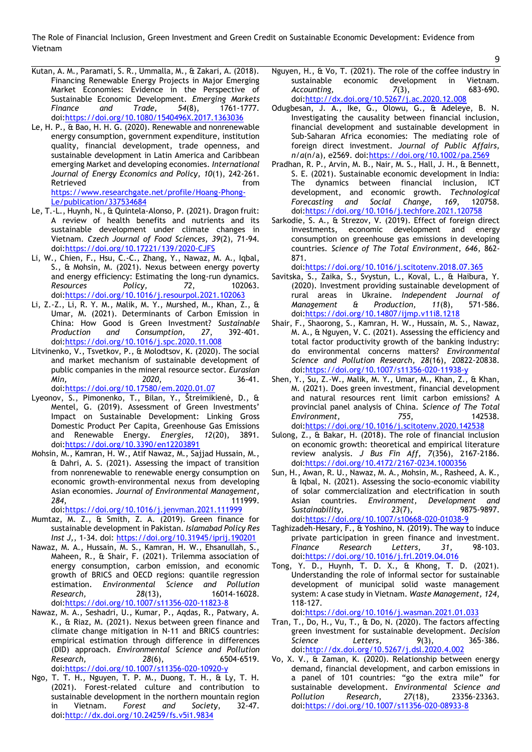Kutan, A. M., Paramati, S. R., Ummalla, M., & Zakari, A. (2018). Financing Renewable Energy Projects in Major Emerging Market Economies: Evidence in the Perspective of Sustainable Economic Development. *Emerging Markets Finance and Trade, 54*(8), 1761-1777. doi:https://doi.org/10.1080/1540496X.2017.1363036

Le, H. P., & Bao, H. H. G. (2020). Renewable and nonrenewable energy consumption, government expenditure, institution quality, financial development, trade openness, and sustainable development in Latin America and Caribbean emerging Market and developing economies. *International Journal of Energy Economics and Policy, 10*(1), 242-261. Retrieved from https://www.researchgate.net/profile/Hoang-Phong-Le/publication/337534684

Le, T.-L., Huynh, N., & Quintela-Alonso, P. (2021). Dragon fruit: A review of health benefits and nutrients and its sustainable development under climate changes in Vietnam. *Czech Journal of Food Sciences, 39*(2), 71-94. doi:https://doi.org/10.17221/139/2020-CJFS

Li, W., Chien, F., Hsu, C.-C., Zhang, Y., Nawaz, M. A., Iqbal, S., & Mohsin, M. (2021). Nexus between energy poverty and energy efficiency: Estimating the long-run dynamics. *Resources Policy, 72*, 102063. doi:https://doi.org/10.1016/j.resourpol.2021.102063

Li, Z.-Z., Li, R. Y. M., Malik, M. Y., Murshed, M., Khan, Z., & Umar, M. (2021). Determinants of Carbon Emission in China: How Good is Green Investment? *Sustainable Production and Consumption, 27*, 392-401. doi:https://doi.org/10.1016/j.spc.2020.11.008

Litvinenko, V., Tsvetkov, P., & Molodtsov, K. (2020). The social and market mechanism of sustainable development of public companies in the mineral resource sector. *Eurasian Min, 2020*, 36-41. doi:https://doi.org/10.17580/em.2020.01.07

Lyeonov, S., Pimonenko, T., Bilan, Y., Štreimikienė, D., & Mentel, G. (2019). Assessment of Green Investments' Impact on Sustainable Development: Linking Gross Domestic Product Per Capita, Greenhouse Gas Emissions and Renewable Energy. *Energies, 12*(20), 3891. doi:https://doi.org/10.3390/en12203891

Mohsin, M., Kamran, H. W., Atif Nawaz, M., Sajjad Hussain, M., & Dahri, A. S. (2021). Assessing the impact of transition from nonrenewable to renewable energy consumption on economic growth-environmental nexus from developing Asian economies. *Journal of Environmental Management, 284*, 111999. doi:https://doi.org/10.1016/j.jenvman.2021.111999

Mumtaz, M. Z., & Smith, Z. A. (2019). Green finance for sustainable development in Pakistan. *Islamabad Policy Res Inst J*,, 1-34. doi: https://doi.org/10.31945/iprij.190201

Nawaz, M. A., Hussain, M. S., Kamran, H. W., Ehsanullah, S., Maheen, R., & Shair, F. (2021). Trilemma association of energy consumption, carbon emission, and economic growth of BRICS and OECD regions: quantile regression estimation. *Environmental Science and Pollution Research, 28*(13), 16014-16028. doi:https://doi.org/10.1007/s11356-020-11823-8

Nawaz, M. A., Seshadri, U., Kumar, P., Aqdas, R., Patwary, A. K., & Riaz, M. (2021). Nexus between green finance and climate change mitigation in N-11 and BRICS countries: empirical estimation through difference in differences (DID) approach. *Environmental Science and Pollution Research, 28*(6), 6504-6519. doi:https://doi.org/10.1007/s11356-020-10920-y

Ngo, T. T. H., Nguyen, T. P. M., Duong, T. H., & Ly, T. H. (2021). Forest-related culture and contribution to sustainable development in the northern mountain region in Vietnam. *Forest and Society*, 32-47. doi:http://dx.doi.org/10.24259/fs.v5i1.9834

Nguyen, H., & Vo, T. (2021). The role of the coffee industry in sustainable economic development in Vietnam. *Accounting, 7*(3), 683-690. doi:http://dx.doi.org/10.5267/j.ac.2020.12.008

Odugbesan, J. A., Ike, G., Olowu, G., & Adeleye, B. N. Investigating the causality between financial inclusion, financial development and sustainable development in Sub-Saharan Africa economies: The mediating role of foreign direct investment. *Journal of Public Affairs, n/a*(n/a), e2569. doi:https://doi.org/10.1002/pa.2569

Pradhan, R. P., Arvin, M. B., Nair, M. S., Hall, J. H., & Bennett, S. E. (2021). Sustainable economic development in India: The dynamics between financial inclusion, ICT development, and economic growth. *Technological Forecasting and Social Change, 169*, 120758. doi:https://doi.org/10.1016/j.techfore.2021.120758

Sarkodie, S. A., & Strezov, V. (2019). Effect of foreign direct investments, economic development and energy consumption on greenhouse gas emissions in developing countries. *Science of The Total Environment, 646*, 862-871. doi:https://doi.org/10.1016/j.scitotenv.2018.07.365

Savitska, S., Zaika, S., Svystun, L., Koval, L., & Haibura, Y. (2020). Investment providing sustainable development of rural areas in Ukraine. *Independent Journal of Management & Production, 11*(8), 571-586. doi:https://doi.org/10.14807/ijmp.v11i8.1218

Shair, F., Shaorong, S., Kamran, H. W., Hussain, M. S., Nawaz, M. A., & Nguyen, V. C. (2021). Assessing the efficiency and total factor productivity growth of the banking industry: do environmental concerns matters? *Environmental Science and Pollution Research, 28*(16), 20822-20838. doi:https://doi.org/10.1007/s11356-020-11938-y

Shen, Y., Su, Z.-W., Malik, M. Y., Umar, M., Khan, Z., & Khan, M. (2021). Does green investment, financial development and natural resources rent limit carbon emissions? A provincial panel analysis of China. *Science of The Total Environment, 755*, 142538. doi:https://doi.org/10.1016/j.scitotenv.2020.142538

Sulong, Z., & Bakar, H. (2018). The role of financial inclusion on economic growth: theoretical and empirical literature review analysis. *J Bus Fin Aff, 7*(356), 2167-2186. doi:https://doi.org/10.4172/2167-0234.1000356

Sun, H., Awan, R. U., Nawaz, M. A., Mohsin, M., Rasheed, A. K., & Iqbal, N. (2021). Assessing the socio-economic viability of solar commercialization and electrification in south Asian countries. *Environment, Development and Sustainability, 23*(7), 9875-9897. doi:https://doi.org/10.1007/s10668-020-01038-9

Taghizadeh-Hesary, F., & Yoshino, N. (2019). The way to induce private participation in green finance and investment. *Finance Research Letters, 31*, 98-103. doi:https://doi.org/10.1016/j.frl.2019.04.016

Tong, Y. D., Huynh, T. D. X., & Khong, T. D. (2021). Understanding the role of informal sector for sustainable development of municipal solid waste management system: A case study in Vietnam. *Waste Management, 124*, 118-127. doi:https://doi.org/10.1016/j.wasman.2021.01.033

Tran, T., Do, H., Vu, T., & Do, N. (2020). The factors affecting green investment for sustainable development. *Decision Science Letters, 9*(3), 365-386. doi:http://dx.doi.org/10.5267/j.dsl.2020.4.002

Vo, X. V., & Zaman, K. (2020). Relationship between energy demand, financial development, and carbon emissions in a panel of 101 countries: "go the extra mile" for sustainable development. *Environmental Science and Pollution Research, 27*(18), 23356-23363. doi:https://doi.org/10.1007/s11356-020-08933-8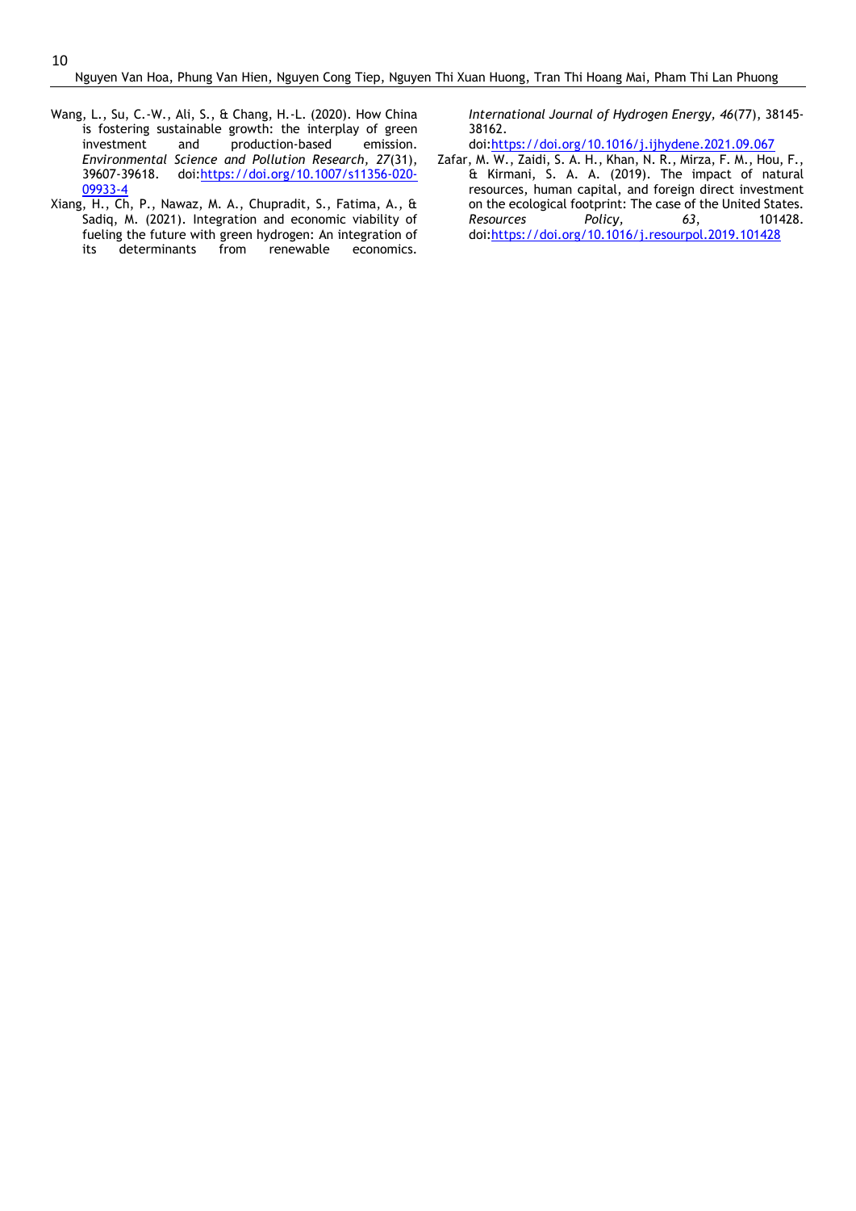Wang, L., Su, C.-W., Ali, S., & Chang, H.-L. (2020). How China is fostering sustainable growth: the interplay of green investment and production-based emission. *Environmental Science and Pollution Research, 27*(31), 39607-39618. doi:https://doi.org/10.1007/s11356-020-09933-4

Xiang, H., Ch, P., Nawaz, M. A., Chupradit, S., Fatima, A., & Sadiq, M. (2021). Integration and economic viability of fueling the future with green hydrogen: An integration of its determinants from renewable economics. *International Journal of Hydrogen Energy, 46*(77), 38145-38162. doi:https://doi.org/10.1016/j.ijhydene.2021.09.067

Zafar, M. W., Zaidi, S. A. H., Khan, N. R., Mirza, F. M., Hou, F., & Kirmani, S. A. A. (2019). The impact of natural resources, human capital, and foreign direct investment on the ecological footprint: The case of the United States. *Resources Policy, 63*, 101428. doi:https://doi.org/10.1016/j.resourpol.2019.101428